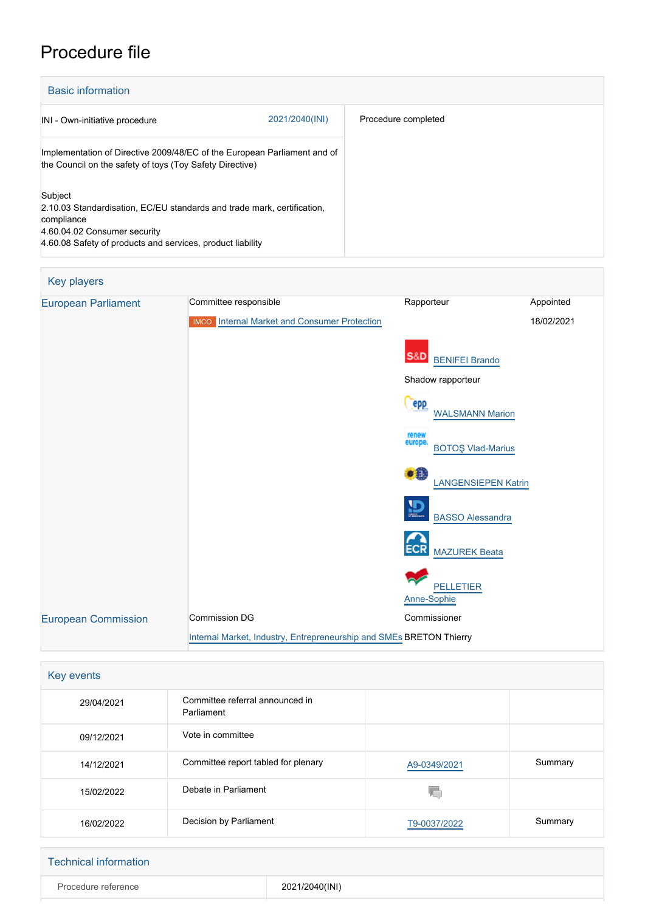# Procedure file

## Basic information

| | |
|---|---|
| INI - Own-initiative procedure 2021/2040(INI) | Procedure completed |
| Implementation of Directive 2009/48/EC of the European Parliament and of the Council on the safety of toys (Toy Safety Directive) | |
| Subject<br>2.10.03 Standardisation, EC/EU standards and trade mark, certification, compliance<br>4.60.04.02 Consumer security<br>4.60.08 Safety of products and services, product liability | |

## Key players

| | | | |
|---|---|---|---|
| European Parliament | Committee responsible | Rapporteur | Appointed |
| | IMCO Internal Market and Consumer Protection | | 18/02/2021 |
| | | S&D BENIFEI Brando | |
| | | Shadow rapporteur | |
| | | EPP WALSMANN Marion | |
| | | Renew Europe BOTOŞ Vlad-Marius | |
| | | Greens/EFA LANGENSIEPEN Katrin | |
| | | ID BASSO Alessandra | |
| | | ECR MAZUREK Beata | |
| | | The Left PELLETIER Anne-Sophie | |
| European Commission | Commission DG | Commissioner | |
| | Internal Market, Industry, Entrepreneurship and SMEs | BRETON Thierry | |

## Key events

| | | | |
|---|---|---|---|
| 29/04/2021 | Committee referral announced in Parliament | | |
| 09/12/2021 | Vote in committee | | |
| 14/12/2021 | Committee report tabled for plenary | A9-0349/2021 | Summary |
| 15/02/2022 | Debate in Parliament | | |
| 16/02/2022 | Decision by Parliament | T9-0037/2022 | Summary |

## Technical information

| | |
|---|---|
| Procedure reference | 2021/2040(INI) |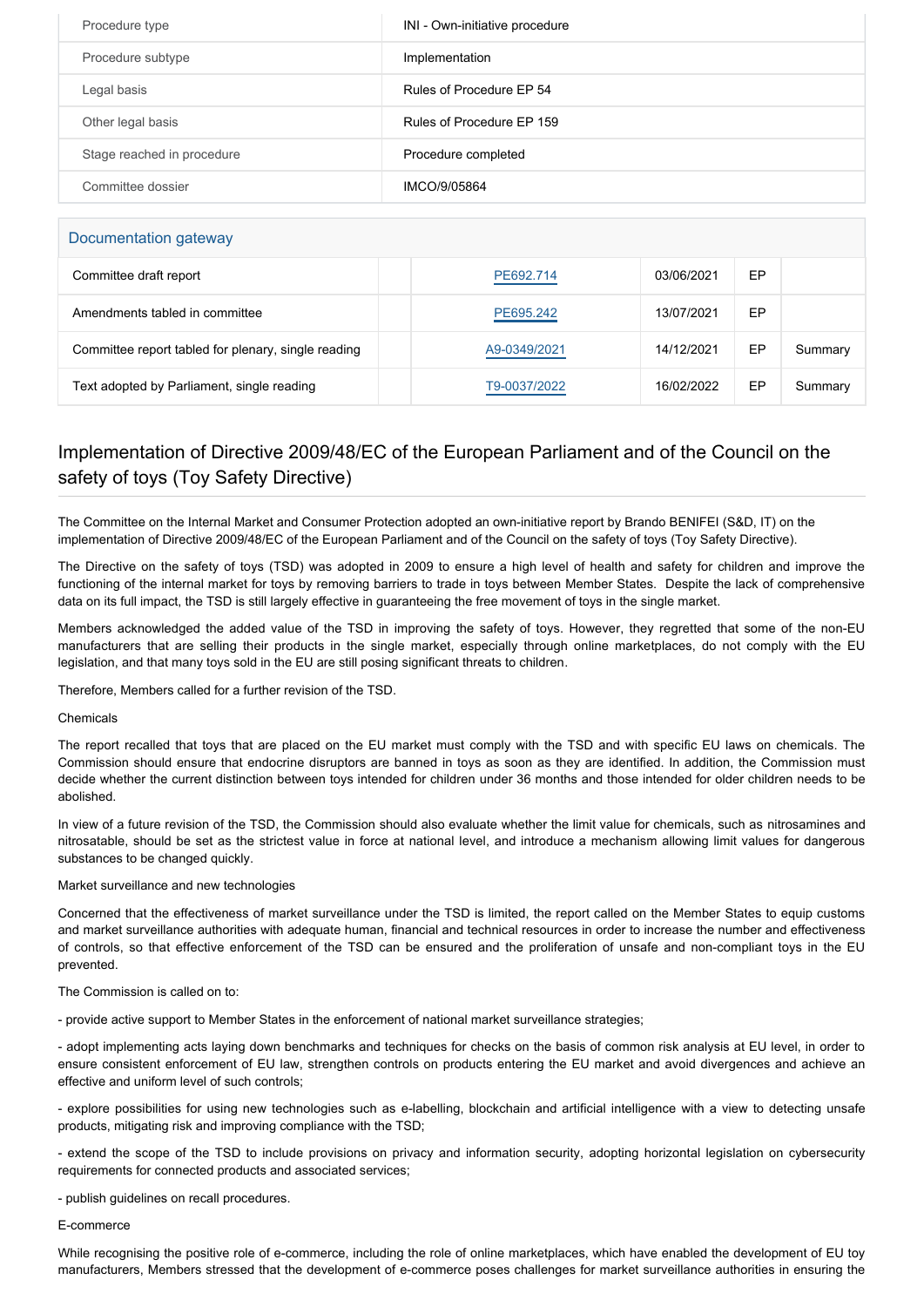| Procedure type | INI - Own-initiative procedure |
| --- | --- |
| Procedure subtype | Implementation |
| Legal basis | Rules of Procedure EP 54 |
| Other legal basis | Rules of Procedure EP 159 |
| Stage reached in procedure | Procedure completed |
| Committee dossier | IMCO/9/05864 |

## Documentation gateway

| | | | | | |
| --- | --- | --- | --- | --- | --- |
| Committee draft report | | PE692.714 | 03/06/2021 | EP | |
| Amendments tabled in committee | | PE695.242 | 13/07/2021 | EP | |
| Committee report tabled for plenary, single reading | | A9-0349/2021 | 14/12/2021 | EP | Summary |
| Text adopted by Parliament, single reading | | T9-0037/2022 | 16/02/2022 | EP | Summary |

## Implementation of Directive 2009/48/EC of the European Parliament and of the Council on the safety of toys (Toy Safety Directive)

The Committee on the Internal Market and Consumer Protection adopted an own-initiative report by Brando BENIFEI (S&D, IT) on the implementation of Directive 2009/48/EC of the European Parliament and of the Council on the safety of toys (Toy Safety Directive).

The Directive on the safety of toys (TSD) was adopted in 2009 to ensure a high level of health and safety for children and improve the functioning of the internal market for toys by removing barriers to trade in toys between Member States. Despite the lack of comprehensive data on its full impact, the TSD is still largely effective in guaranteeing the free movement of toys in the single market.

Members acknowledged the added value of the TSD in improving the safety of toys. However, they regretted that some of the non-EU manufacturers that are selling their products in the single market, especially through online marketplaces, do not comply with the EU legislation, and that many toys sold in the EU are still posing significant threats to children.

Therefore, Members called for a further revision of the TSD.

Chemicals

The report recalled that toys that are placed on the EU market must comply with the TSD and with specific EU laws on chemicals. The Commission should ensure that endocrine disruptors are banned in toys as soon as they are identified. In addition, the Commission must decide whether the current distinction between toys intended for children under 36 months and those intended for older children needs to be abolished.

In view of a future revision of the TSD, the Commission should also evaluate whether the limit value for chemicals, such as nitrosamines and nitrosatable, should be set as the strictest value in force at national level, and introduce a mechanism allowing limit values for dangerous substances to be changed quickly.

Market surveillance and new technologies

Concerned that the effectiveness of market surveillance under the TSD is limited, the report called on the Member States to equip customs and market surveillance authorities with adequate human, financial and technical resources in order to increase the number and effectiveness of controls, so that effective enforcement of the TSD can be ensured and the proliferation of unsafe and non-compliant toys in the EU prevented.

The Commission is called on to:

- provide active support to Member States in the enforcement of national market surveillance strategies;
- adopt implementing acts laying down benchmarks and techniques for checks on the basis of common risk analysis at EU level, in order to ensure consistent enforcement of EU law, strengthen controls on products entering the EU market and avoid divergences and achieve an effective and uniform level of such controls;
- explore possibilities for using new technologies such as e-labelling, blockchain and artificial intelligence with a view to detecting unsafe products, mitigating risk and improving compliance with the TSD;
- extend the scope of the TSD to include provisions on privacy and information security, adopting horizontal legislation on cybersecurity requirements for connected products and associated services;
- publish guidelines on recall procedures.

E-commerce

While recognising the positive role of e-commerce, including the role of online marketplaces, which have enabled the development of EU toy manufacturers, Members stressed that the development of e-commerce poses challenges for market surveillance authorities in ensuring the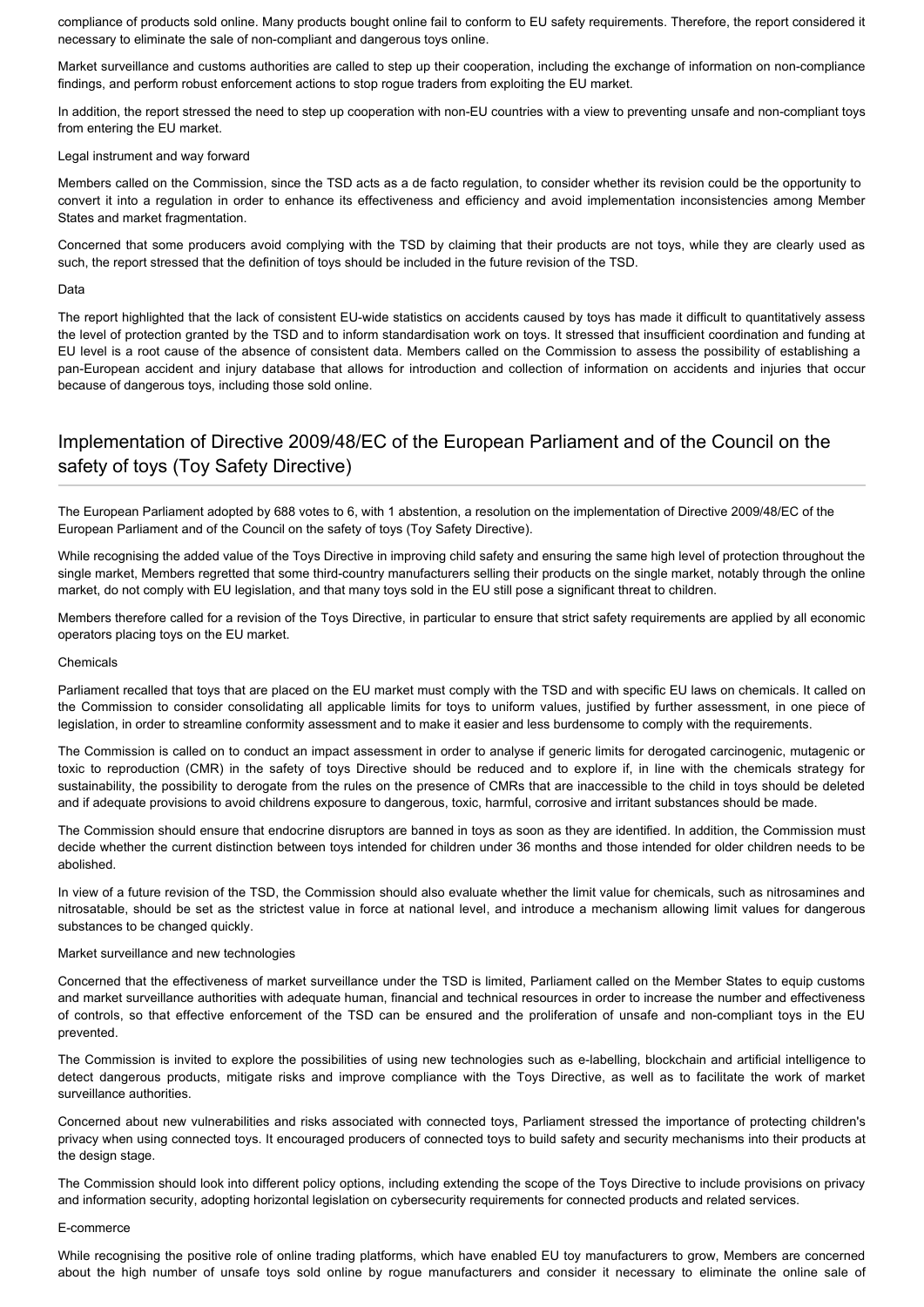compliance of products sold online. Many products bought online fail to conform to EU safety requirements. Therefore, the report considered it necessary to eliminate the sale of non-compliant and dangerous toys online.

Market surveillance and customs authorities are called to step up their cooperation, including the exchange of information on non-compliance findings, and perform robust enforcement actions to stop rogue traders from exploiting the EU market.

In addition, the report stressed the need to step up cooperation with non-EU countries with a view to preventing unsafe and non-compliant toys from entering the EU market.

Legal instrument and way forward

Members called on the Commission, since the TSD acts as a de facto regulation, to consider whether its revision could be the opportunity to convert it into a regulation in order to enhance its effectiveness and efficiency and avoid implementation inconsistencies among Member States and market fragmentation.

Concerned that some producers avoid complying with the TSD by claiming that their products are not toys, while they are clearly used as such, the report stressed that the definition of toys should be included in the future revision of the TSD.

Data

The report highlighted that the lack of consistent EU-wide statistics on accidents caused by toys has made it difficult to quantitatively assess the level of protection granted by the TSD and to inform standardisation work on toys. It stressed that insufficient coordination and funding at EU level is a root cause of the absence of consistent data. Members called on the Commission to assess the possibility of establishing a pan-European accident and injury database that allows for introduction and collection of information on accidents and injuries that occur because of dangerous toys, including those sold online.

## Implementation of Directive 2009/48/EC of the European Parliament and of the Council on the safety of toys (Toy Safety Directive)

The European Parliament adopted by 688 votes to 6, with 1 abstention, a resolution on the implementation of Directive 2009/48/EC of the European Parliament and of the Council on the safety of toys (Toy Safety Directive).

While recognising the added value of the Toys Directive in improving child safety and ensuring the same high level of protection throughout the single market, Members regretted that some third-country manufacturers selling their products on the single market, notably through the online market, do not comply with EU legislation, and that many toys sold in the EU still pose a significant threat to children.

Members therefore called for a revision of the Toys Directive, in particular to ensure that strict safety requirements are applied by all economic operators placing toys on the EU market.

Chemicals

Parliament recalled that toys that are placed on the EU market must comply with the TSD and with specific EU laws on chemicals. It called on the Commission to consider consolidating all applicable limits for toys to uniform values, justified by further assessment, in one piece of legislation, in order to streamline conformity assessment and to make it easier and less burdensome to comply with the requirements.

The Commission is called on to conduct an impact assessment in order to analyse if generic limits for derogated carcinogenic, mutagenic or toxic to reproduction (CMR) in the safety of toys Directive should be reduced and to explore if, in line with the chemicals strategy for sustainability, the possibility to derogate from the rules on the presence of CMRs that are inaccessible to the child in toys should be deleted and if adequate provisions to avoid childrens exposure to dangerous, toxic, harmful, corrosive and irritant substances should be made.

The Commission should ensure that endocrine disruptors are banned in toys as soon as they are identified. In addition, the Commission must decide whether the current distinction between toys intended for children under 36 months and those intended for older children needs to be abolished.

In view of a future revision of the TSD, the Commission should also evaluate whether the limit value for chemicals, such as nitrosamines and nitrosatable, should be set as the strictest value in force at national level, and introduce a mechanism allowing limit values for dangerous substances to be changed quickly.

Market surveillance and new technologies

Concerned that the effectiveness of market surveillance under the TSD is limited, Parliament called on the Member States to equip customs and market surveillance authorities with adequate human, financial and technical resources in order to increase the number and effectiveness of controls, so that effective enforcement of the TSD can be ensured and the proliferation of unsafe and non-compliant toys in the EU prevented.

The Commission is invited to explore the possibilities of using new technologies such as e-labelling, blockchain and artificial intelligence to detect dangerous products, mitigate risks and improve compliance with the Toys Directive, as well as to facilitate the work of market surveillance authorities.

Concerned about new vulnerabilities and risks associated with connected toys, Parliament stressed the importance of protecting children's privacy when using connected toys. It encouraged producers of connected toys to build safety and security mechanisms into their products at the design stage.

The Commission should look into different policy options, including extending the scope of the Toys Directive to include provisions on privacy and information security, adopting horizontal legislation on cybersecurity requirements for connected products and related services.

E-commerce

While recognising the positive role of online trading platforms, which have enabled EU toy manufacturers to grow, Members are concerned about the high number of unsafe toys sold online by rogue manufacturers and consider it necessary to eliminate the online sale of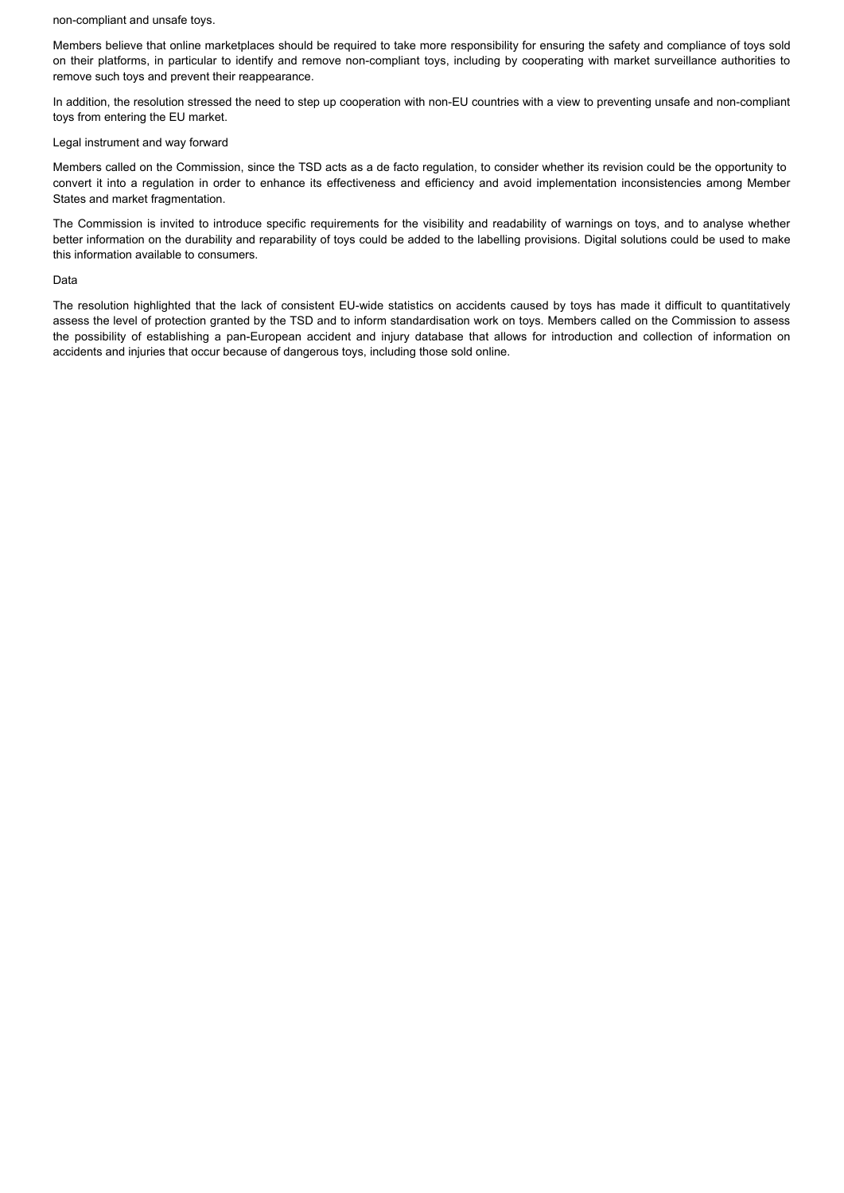non-compliant and unsafe toys.

Members believe that online marketplaces should be required to take more responsibility for ensuring the safety and compliance of toys sold on their platforms, in particular to identify and remove non-compliant toys, including by cooperating with market surveillance authorities to remove such toys and prevent their reappearance.

In addition, the resolution stressed the need to step up cooperation with non-EU countries with a view to preventing unsafe and non-compliant toys from entering the EU market.

Legal instrument and way forward

Members called on the Commission, since the TSD acts as a de facto regulation, to consider whether its revision could be the opportunity to convert it into a regulation in order to enhance its effectiveness and efficiency and avoid implementation inconsistencies among Member States and market fragmentation.

The Commission is invited to introduce specific requirements for the visibility and readability of warnings on toys, and to analyse whether better information on the durability and reparability of toys could be added to the labelling provisions. Digital solutions could be used to make this information available to consumers.

Data

The resolution highlighted that the lack of consistent EU-wide statistics on accidents caused by toys has made it difficult to quantitatively assess the level of protection granted by the TSD and to inform standardisation work on toys. Members called on the Commission to assess the possibility of establishing a pan-European accident and injury database that allows for introduction and collection of information on accidents and injuries that occur because of dangerous toys, including those sold online.